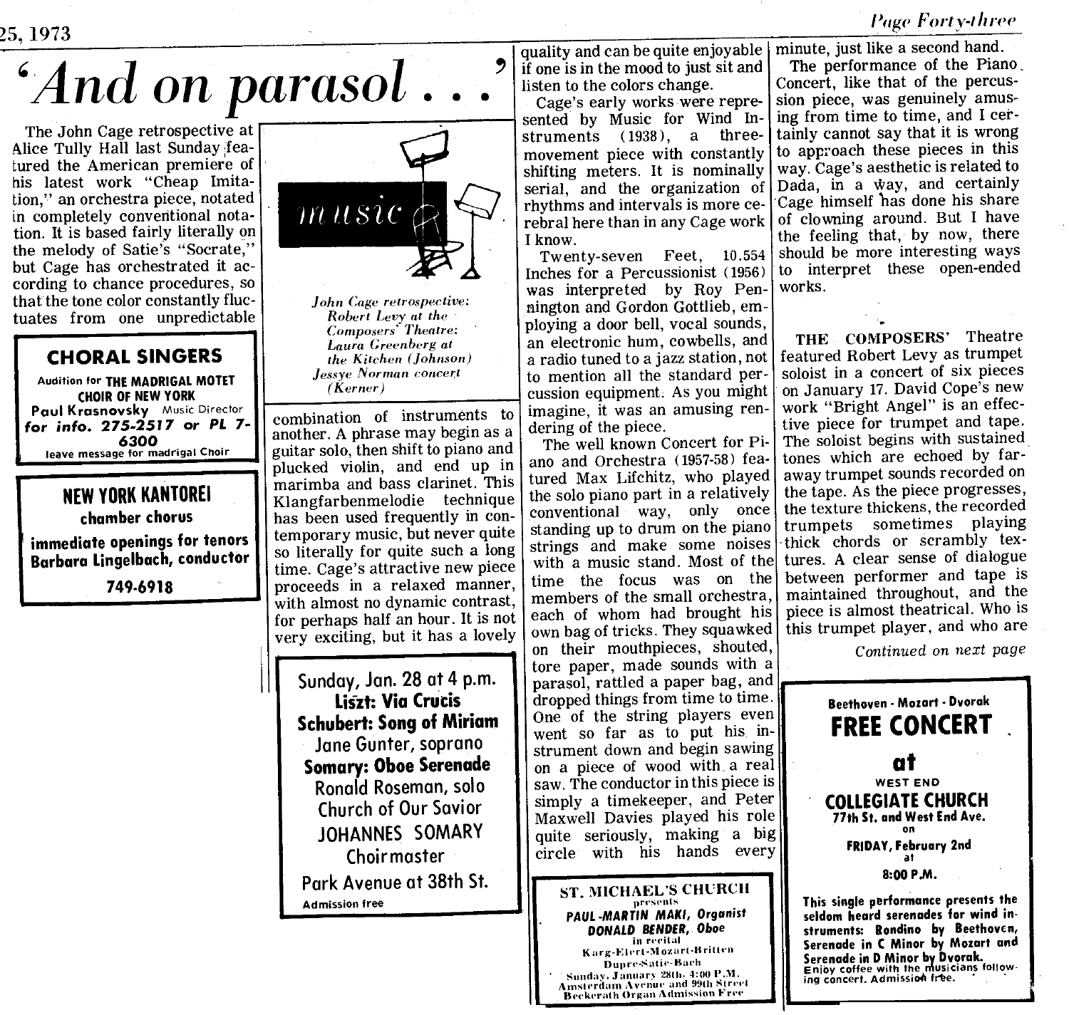# 'And on parasol . . .'

*John Cage retrospective: Robert Levy at the Composers' Theatre: Laura Greenberg at the Kitchen (Johnson) Jessye Norman concert (Kerner)*

The John Cage retrospective at Alice Tully Hall last Sunday featured the American premiere of his latest work "Cheap Imitation," an orchestra piece, notated in completely conventional notation. It is based fairly literally on the melody of Satie's "Socrate," but Cage has orchestrated it according to chance procedures, so that the tone color constantly fluctuates from one unpredictable combination of instruments to another. A phrase may begin as a guitar solo, then shift to piano and plucked violin, and end up in marimba and bass clarinet. This Klangfarbenmelodie technique has been used frequently in contemporary music, but never quite so literally for quite such a long time. Cage's attractive new piece proceeds in a relaxed manner, with almost no dynamic contrast, for perhaps half an hour. It is not very exciting, but it has a lovely quality and can be quite enjoyable if one is in the mood to just sit and listen to the colors change.

Cage's early works were represented by Music for Wind Instruments (1938), a three-movement piece with constantly shifting meters. It is nominally serial, and the organization of rhythms and intervals is more cerebral here than in any Cage work I know.

Twenty-seven Feet, 10.554 Inches for a Percussionist (1956) was interpreted by Roy Pennington and Gordon Gottlieb, employing a door bell, vocal sounds, an electronic hum, cowbells, and a radio tuned to a jazz station, not to mention all the standard percussion equipment. As you might imagine, it was an amusing rendering of the piece.

The well known Concert for Piano and Orchestra (1957-58) featured Max Lifchitz, who played the solo piano part in a relatively conventional way, only once standing up to drum on the piano strings and make some noises with a music stand. Most of the time the focus was on the members of the small orchestra, each of whom had brought his own bag of tricks. They squawked on their mouthpieces, shouted, tore paper, made sounds with a parasol, rattled a paper bag, and dropped things from time to time. One of the string players even went so far as to put his instrument down and begin sawing on a piece of wood with a real saw. The conductor in this piece is simply a timekeeper, and Peter Maxwell Davies played his role quite seriously, making a big circle with his hands every minute, just like a second hand.

The performance of the Piano Concert, like that of the percussion piece, was genuinely amusing from time to time, and I certainly cannot say that it is wrong to approach these pieces in this way. Cage's aesthetic is related to Dada, in a way, and certainly Cage himself has done his share of clowning around. But I have the feeling that, by now, there should be more interesting ways to interpret these open-ended works.

THE COMPOSERS' Theatre featured Robert Levy as trumpet soloist in a concert of six pieces on January 17. David Cope's new work "Bright Angel" is an effective piece for trumpet and tape. The soloist begins with sustained tones which are echoed by faraway trumpet sounds recorded on the tape. As the piece progresses, the texture thickens, the recorded trumpets sometimes playing thick chords or scrambly textures. A clear sense of dialogue between performer and tape is maintained throughout, and the piece is almost theatrical. Who is this trumpet player, and who are

*Continued on next page*

---

**CHORAL SINGERS**
Audition for **THE MADRIGAL MOTET CHOIR OF NEW YORK**
**Paul Krasnovsky** Music Director
**for info. 275-2517 or PL 7-6300**
leave message for madrigal Choir

---

**NEW YORK KANTOREI**
**chamber chorus**
**immediate openings for tenors**
**Barbara Lingelbach, conductor**
**749-6918**

---

Sunday, Jan. 28 at 4 p.m.
**Liszt: Via Crucis**
**Schubert: Song of Miriam**
Jane Gunter, soprano
**Somary: Oboe Serenade**
Ronald Roseman, solo
Church of Our Savior
JOHANNES SOMARY
Choirmaster
Park Avenue at 38th St.
**Admission free**

---

**ST. MICHAEL'S CHURCH**
presents
***PAUL-MARTIN MAKI, Organist***
***DONALD BENDER, Oboe***
in recital
Karg-Elert-Mozart-Britten
Dupre-Satie-Bach
Sunday, January 28th, 4:00 P.M.
Amsterdam Avenue and 99th Street
Beckerath Organ Admission Free

---

**Beethoven - Mozart - Dvorak**
**FREE CONCERT**
**at**
**WEST END**
**COLLEGIATE CHURCH**
**77th St. and West End Ave.**
on
**FRIDAY, February 2nd**
at
**8:00 P.M.**

**This single performance presents the seldom heard serenades for wind instruments: Rondino by Beethoven, Serenade in C Minor by Mozart and Serenade in D Minor by Dvorak.** Enjoy coffee with the musicians following concert. Admission free.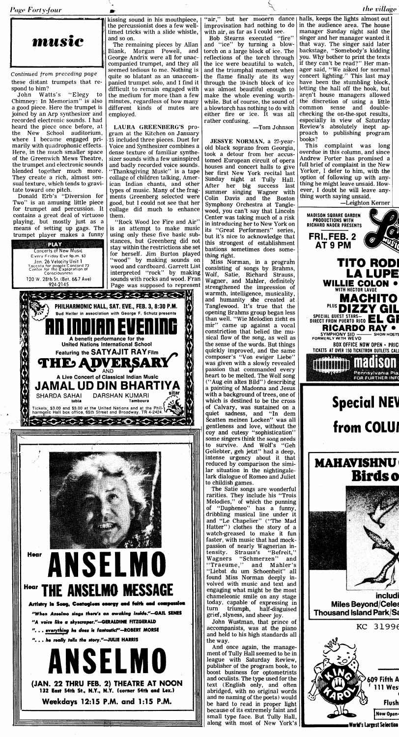# music

*Continued from preceding page*

these distant trumpets that respond to him?

John Watts's "Elegy to Chimney: In Memoriam" is also a good piece. Here the trumpet is joined by an Arp synthesizer and recorded electronic sounds. I had heard the piece once before, at the New School auditorium, where I became engaged primarily with quadrophonic effects. Here, in the much smaller space of the Greenwich Mews Theatre, the trumpet and electronic sounds blended together much more. They create a rich, almost sensual texture, which tends to gravitate toward one pitch.

Donald Erb's "Diversion for Two" is an amusing little piece for trumpet and percussion. It contains a great deal of virtuoso playing, but mostly just as a means of setting up gags. The trumpet player makes a funny kissing sound in his mouthpiece, the percussionist does a few well-timed tricks with a slide whistle, and so on.

The remaining pieces by Allan Blank, Morgan Powell, and George Andrix were all for unaccompanied trumpet, and they all seemed tedious to me. Nothing is quite so blatant as an unaccompanied trumpet solo, and I find it difficult to remain engaged with the medium for more than a few minutes, regardless of how many different kinds of mutes are employed.

LAURA GREENBERG'S program at the Kitchen on January 15 included three pieces. Duet for Voice and Synthesizer combines a dense texture of familiar synthesizer sounds with a few uninspired and badly recorded voice sounds. "Thanksgiving Music" is a tape collage of children talking, American Indian chants, and other types of music. Many of the fragments Greenberg selected were good, but I could not see that her collage did much to enhance them.

"Rock Wood Ice Fire and Air" is an attempt to make music using only these five basic substances, but Greenberg did not stay within the restrictions she set for herself. Jim Burton played "wood" by making sounds on wood and cardboard. Garrett List interpreted "rock" by making sounds with rocks and wood. Fran Page was supposed to represent "air," but her modern dance improvisation had nothing to do with air, as far as I could see.

Bob Stearns executed "fire" and "ice" by turning a blowtorch on a large block of ice. The reflections of the torch through the ice were beautiful to watch, and the triumphal moment when the flame finally ate its way through the 10-inch block of ice was almost beautiful enough to make the whole evening worthwhile. But of course, the sound of a blowtorch has nothing to do with either fire or ice. It was all rather confusing.

—Tom Johnson

JESSYE NORMAN, a 27-year-old black soprano from Georgia, took a detour from her accustomed European circuit of opera houses and concert halls to give her first New York recital last Sunday night at Tully Hall. After her big success last summer singing Wagner with Colin Davis and the Boston Symphony Orchestra at Tanglewood, you can't say that Lincoln Center was taking much of a risk in introducing her to New York on its "Great Performers" series, but it's nice to acknowledge that this strongest of establishment bastions sometimes does something right.

Miss Norman, in a program consisting of songs by Brahms, Wolf, Satie, Richard Strauss, Wagner, and Mahler, definitely strengthened the impression of warmth, intelligence, musicality, and humanity she created at Tanglewood. It's true that the opening Brahms group began less than well. "Wie Melodien zieht es mir" came up against a vocal constriction that belied the musical flow of the song, as well as the sense of the words. But things quickly improved, and the same composer's "Von ewiger Liebe" was given with a slowly revealed passion that commanded every heart to be melted. The Wolf song ("Aug ein altes Bild") describing a painting of Madonna and Jesus with a background of trees, one of which is destined to be the cross of Calvary, was sustained on a quiet sadness, and "In dem Scatten meinen Locken" was all gentleness and love, without the coy and cutesy "sophistication" some singers think the song needs to survive. And Wolf's "Geh Geliebter, geh jetzt" had a deep, intense urgency about it that reduced by comparison the similar situation in the nightingale-lark dialogue of Romeo and Juliet to childish games.

The Satie songs are wonderful rarities. They include his "Trois Melodies," of which the punning of "Dapheneo" has a funny, dribbling musical line under it and "Le Chapelier" ("The Mad Hatter") clothes the story of a watch-greased to make it fun faster, with music that had mock-passion of nearly Wagnerian intensity. Strauss's "Befreit," Wagners "Schmerzen" and "Traeume," and Mahler's "Liebst du um Schoenheit" all found Miss Norman deeply involved with music and text and engaging what might be the most chameleonic smile on any stage today, capable of expressing in turn triumph, half-disguised grief, slyness, and sheer joy.

John Wustman, that prince of accompanists, was at the piano and held to his high standards all the way.

And once again, the management of Tully Hall seemed to be in league with Saturday Review, publisher of the program book, to boost business for optometrists and oculists. The type used for the text (English only, and often abridged, with no original words and no naming of the poets) would be hard to read in proper light because of its extremely faint and small type face. But Tully Hall, along with most of New York's halls, keeps the lights almost out in the audience area. The house manager Sunday night said the singer and her manager wanted it that way. The singer said later backstage, "Somebody's kidding you. Why bother to print the texts if they can't be read?" Her manager said, "We asked for normal concert lighting." This last may have been the stumbling block, letting the hall off the hook, but aren't house managers allowed the discretion of using a little common sense and double-checking the on-the-spot results, especially in view of Saturday Review's absolutely inept approach to publishing program books?

This complaint was long overdue in this column, and since Andrew Porter has promised a full brief of complaint in the New Yorker, I defer to him, with the option of following up with anything he might leave unsaid. However, I doubt he will leave anything worth saying unsaid.

—Leighton Kerner

---

PLAY
Concerts of New Music
Every Friday Eve 9p.m. $3
Jan. 26 Velocity Unit 1
Toccata for people Concord 73
Center for the Exploration of Consciousness
120 W. 28th St. (Bet. 6&7 Ave)
924-2145

---

PHILHARMONIC HALL, SAT. EVE., FEB. 3, 8:30 P.M.
Bud Heller in association with George F. Schutz presents

**AN INDIAN EVENING**

A benefit performance for the United Nations International School
Featuring the SATYAJIT RAY Film

**THE ADVERSARY**

AND
A Live Concert of Classical Indian Music

**JAMAL UD DIN BHARTIYA** sitar
SHARDA SAHAI tabla
DARSHAN KUMARI Tamboura

Tickets: $3.00 and $5.00 at the United Nations and at the Philharmonic Hall box office, 65th Street and Broadway. TR 4-2424.

---

Hear **ANSELMO**

Hear **THE ANSELMO MESSAGE**

*Artistry in Song, Contagious energy and faith and compassion*

*"When Anselmo sings there's an awaking inside."*—GAIL SENES
*"A voice like a skyscraper."*—GERALDINE FITZGERALD
*". . . everything he does is fantastic!"*—ROBERT MORSE
*". . . he really tells the story."*—JULIE HARRIS

**ANSELMO**

(JAN. 22 THRU FEB. 2) THEATRE AT NOON
132 East 54th St., N.Y., N.Y. (corner 54th and Lex.)
Weekdays 12:15 P.M. and 1:15 P.M.

---

MADISON SQUARE GARDEN PRODUCTIONS WITH RICHARD NADER PRESENTS
FRI., FEB. 2 AT 9 PM
TITO RODI
LA LUPE
WILLIE COLON •
WITH HECTOR LAVOE
MACHITO
PLUS DIZZY GIL
SPECIAL GUEST STARS—DIRECT FROM PUERTO RICO EL GI
RICARDO RAY •
SYMPHONY SID — SHOW HOSTS
FORMERLY WITH WEVD
BOX OFFICE NOW OPEN • PRIC
TICKETS AT OVER 150 TICKETRON OUTLETS. CAL
madison
Pennsylvania Pla
FOR FURTHER INF

---

Special NEV
from COLU

MAHAVISHNU
Birds o

includi
Miles Beyond/Cele
Thousand Island Park/S

KC 31996

KING KAROL
609 Fifth A
111 Wes
Flush
Now Open
World's Largest Selection